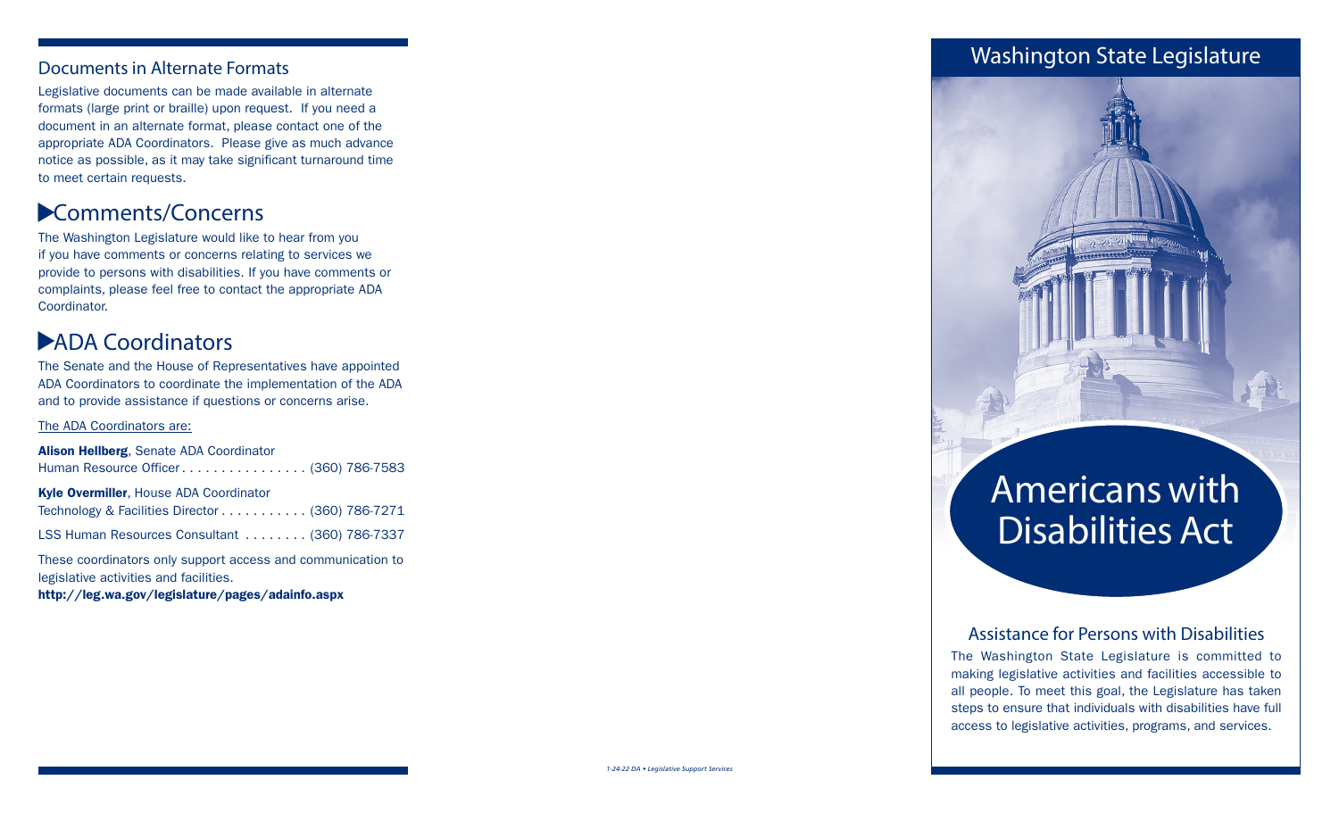## Documents in Alternate Formats

Legislative documents can be made available in alternate formats (large print or braille) upon request. If you need a document in an alternate format, please contact one of the appropriate ADA Coordinators. Please give as much advance notice as possible, as it may take significant turnaround time to meet certain requests.

## Comments/Concerns

The Washington Legislature would like to hear from you if you have comments or concerns relating to services we provide to persons with disabilities. If you have comments or complaints, please feel free to contact the appropriate ADA Coordinator.

## ADA Coordinators

The Senate and the House of Representatives have appointed ADA Coordinators to coordinate the implementation of the ADA and to provide assistance if questions or concerns arise.

The ADA Coordinators are:

**Alison Hellberg**, Senate ADA Coordinator
Human Resource Officer . . . . . . . . . . . . . . . . (360) 786-7583

**Kyle Overmiller**, House ADA Coordinator
Technology & Facilities Director . . . . . . . . . . . (360) 786-7271

LSS Human Resources Consultant . . . . . . . . (360) 786-7337

These coordinators only support access and communication to legislative activities and facilities.
**http://leg.wa.gov/legislature/pages/adainfo.aspx**

*1-24-22 DA • Legislative Support Services*

# Washington State Legislature

# Americans with Disabilities Act

## Assistance for Persons with Disabilities

The Washington State Legislature is committed to making legislative activities and facilities accessible to all people. To meet this goal, the Legislature has taken steps to ensure that individuals with disabilities have full access to legislative activities, programs, and services.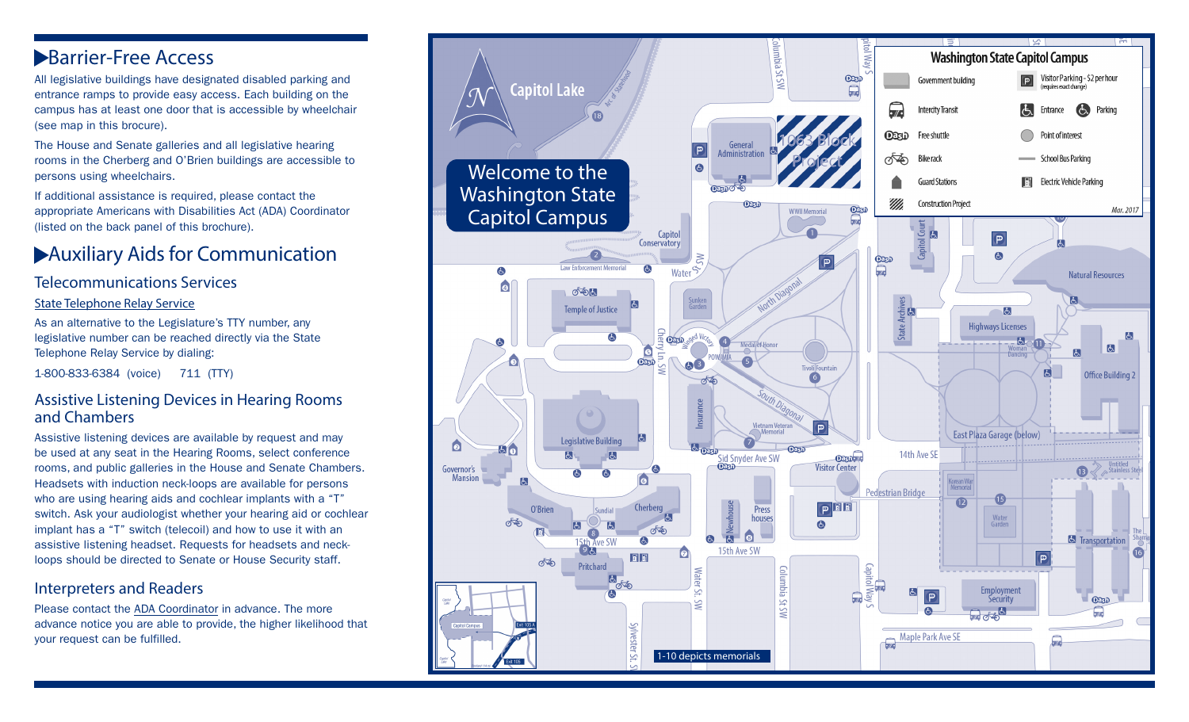# Barrier-Free Access

All legislative buildings have designated disabled parking and entrance ramps to provide easy access. Each building on the campus has at least one door that is accessible by wheelchair (see map in this brocure).

The House and Senate galleries and all legislative hearing rooms in the Cherberg and O'Brien buildings are accessible to persons using wheelchairs.

If additional assistance is required, please contact the appropriate Americans with Disabilities Act (ADA) Coordinator (listed on the back panel of this brochure).

# Auxiliary Aids for Communication

## Telecommunications Services

State Telephone Relay Service

As an alternative to the Legislature's TTY number, any legislative number can be reached directly via the State Telephone Relay Service by dialing:

1-800-833-6384 (voice) 711 (TTY)

## Assistive Listening Devices in Hearing Rooms and Chambers

Assistive listening devices are available by request and may be used at any seat in the Hearing Rooms, select conference rooms, and public galleries in the House and Senate Chambers. Headsets with induction neck-loops are available for persons who are using hearing aids and cochlear implants with a "T" switch. Ask your audiologist whether your hearing aid or cochlear implant has a "T" switch (telecoil) and how to use it with an assistive listening headset. Requests for headsets and neck-loops should be directed to Senate or House Security staff.

## Interpreters and Readers

Please contact the ADA Coordinator in advance. The more advance notice you are able to provide, the higher likelihood that your request can be fulfilled.

Welcome to the Washington State Capitol Campus

Washington State Capitol Campus

Government building
Visitor Parking - $2 per hour (requires exact change)
Intercity Transit
Entrance
Parking
Free shuttle
Point of interest
Bike rack
School Bus Parking
Guard Stations
Electric Vehicle Parking
Construction Project
Mar. 2017

Capitol Lake, 1063 Block Project, General Administration, Capitol Conservatory, Law Enforcement Memorial, Temple of Justice, Legislative Building, Governor's Mansion, O'Brien, Sundial, Cherberg, Pritchard, 15th Ave SW, Water St. SW, Cherry Ln. SW, Sunken Garden, North Diagonal, South Diagonal, Winged Victory, POW/MIA, Medal of Honor, Tivoli Fountain, WWII Memorial, Vietnam Veteran Memorial, Insurance, Sid Snyder Ave SW, Newhouse, Press houses, Visitor Center, Columbia St SW, Capitol Way S, Capitol Court, State Archives, Natural Resources, Highways Licenses, Woman Dancing, Office Building 2, East Plaza Garage (below), 14th Ave SE, Pedestrian Bridge, Korean War Memorial, Water Garden, Untitled Stainless Steel, Transportation, The Sharing, Employment Security, Maple Park Ave SE, Sylvester St. SW

1-10 depicts memorials